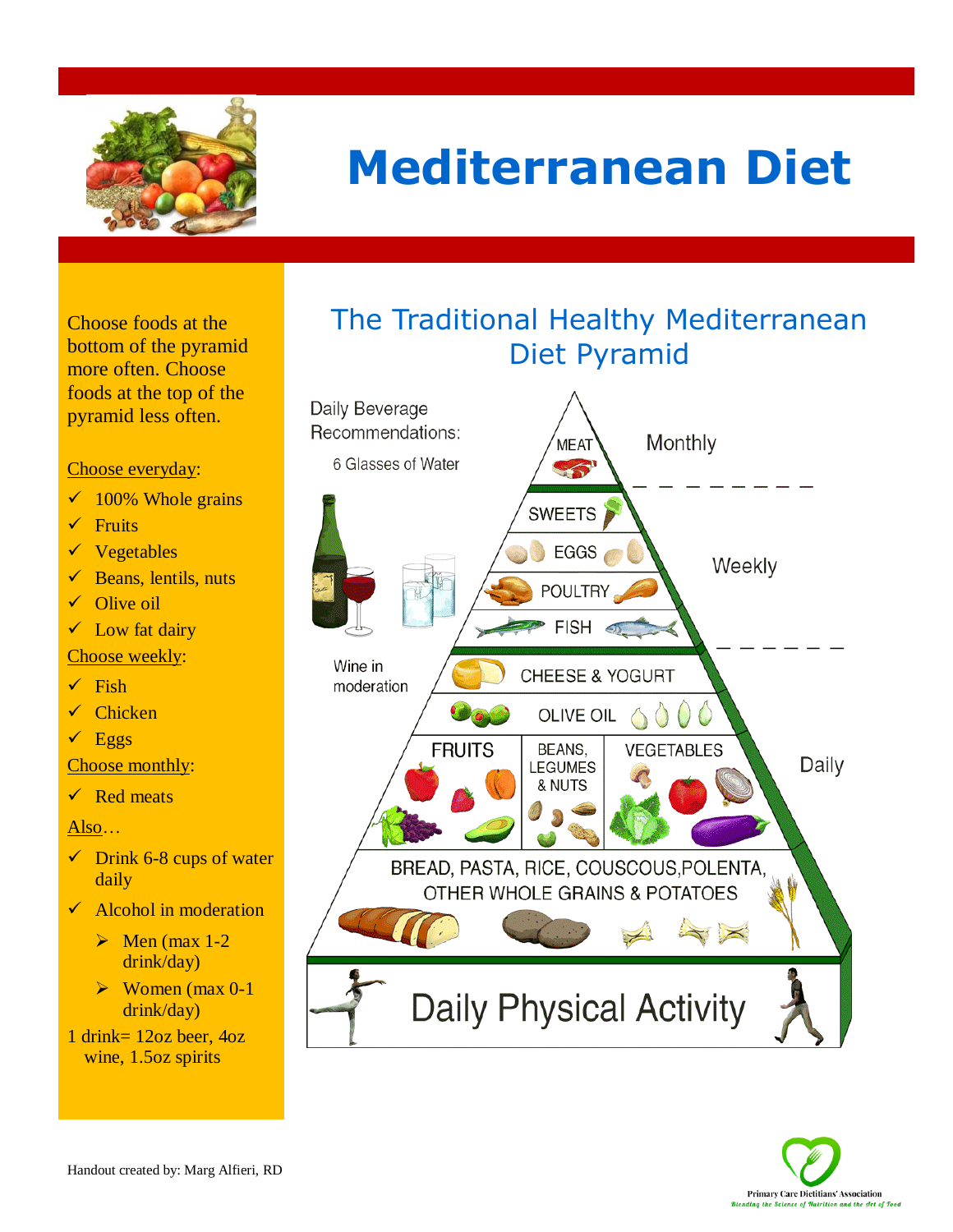# Mediterranean Diet

Choose foods at the bottom of the pyramid more often. Choose foods at the top of the pyramid less often.

Choose everyday:

- ✓ 100% Whole grains
- ✓ Fruits
- ✓ Vegetables
- ✓ Beans, lentils, nuts
- ✓ Olive oil
- ✓ Low fat dairy

Choose weekly:

- ✓ Fish
- ✓ Chicken
- ✓ Eggs

Choose monthly:

- ✓ Red meats

Also…

- ✓ Drink 6-8 cups of water daily
- ✓ Alcohol in moderation
  - ➢ Men (max 1-2 drink/day)
  - ➢ Women (max 0-1 drink/day)

1 drink= 12oz beer, 4oz wine, 1.5oz spirits

## The Traditional Healthy Mediterranean Diet Pyramid

Daily Beverage Recommendations:

6 Glasses of Water

Wine in moderation

**Monthly**

- MEAT

**Weekly**

- SWEETS
- EGGS
- POULTRY
- FISH

**Daily**

- CHEESE & YOGURT
- OLIVE OIL
- FRUITS | BEANS, LEGUMES & NUTS | VEGETABLES
- BREAD, PASTA, RICE, COUSCOUS, POLENTA, OTHER WHOLE GRAINS & POTATOES

Daily Physical Activity

Handout created by: Marg Alfieri, RD

Primary Care Dietitians' Association
Blending the Science of Nutrition and the Art of Food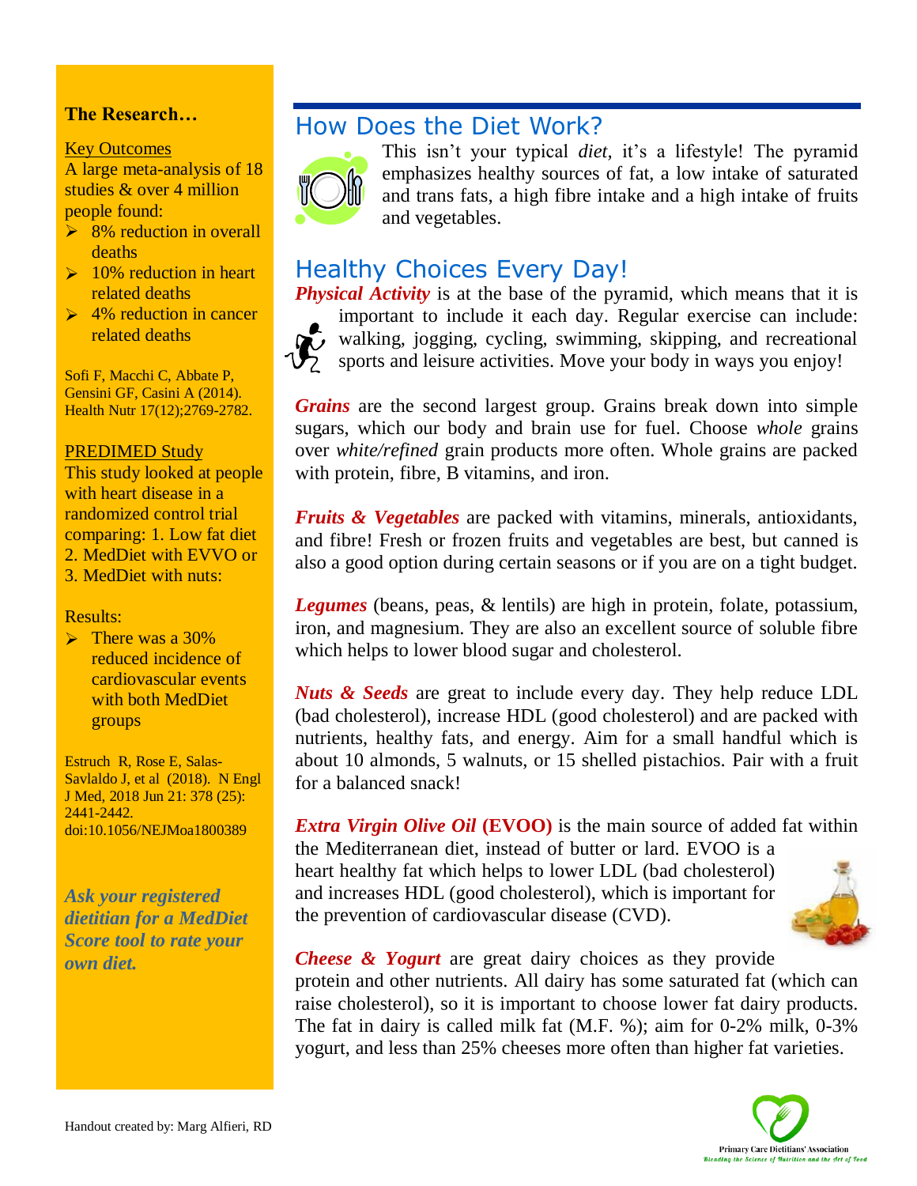## The Research…

Key Outcomes

A large meta-analysis of 18 studies & over 4 million people found:

- 8% reduction in overall deaths
- 10% reduction in heart related deaths
- 4% reduction in cancer related deaths

Sofi F, Macchi C, Abbate P, Gensini GF, Casini A (2014). Health Nutr 17(12);2769-2782.

PREDIMED Study

This study looked at people with heart disease in a randomized control trial comparing: 1. Low fat diet 2. MedDiet with EVVO or 3. MedDiet with nuts:

Results:

- There was a 30% reduced incidence of cardiovascular events with both MedDiet groups

Estruch R, Rose E, Salas-Savlaldo J, et al (2018). N Engl J Med, 2018 Jun 21: 378 (25): 2441-2442. doi:10.1056/NEJMoa1800389

***Ask your registered dietitian for a MedDiet Score tool to rate your own diet.***

## How Does the Diet Work?

This isn't your typical *diet*, it's a lifestyle! The pyramid emphasizes healthy sources of fat, a low intake of saturated and trans fats, a high fibre intake and a high intake of fruits and vegetables.

## Healthy Choices Every Day!

***Physical Activity*** is at the base of the pyramid, which means that it is important to include it each day. Regular exercise can include: walking, jogging, cycling, swimming, skipping, and recreational sports and leisure activities. Move your body in ways you enjoy!

***Grains*** are the second largest group. Grains break down into simple sugars, which our body and brain use for fuel. Choose *whole* grains over *white/refined* grain products more often. Whole grains are packed with protein, fibre, B vitamins, and iron.

***Fruits & Vegetables*** are packed with vitamins, minerals, antioxidants, and fibre! Fresh or frozen fruits and vegetables are best, but canned is also a good option during certain seasons or if you are on a tight budget.

***Legumes*** (beans, peas, & lentils) are high in protein, folate, potassium, iron, and magnesium. They are also an excellent source of soluble fibre which helps to lower blood sugar and cholesterol.

***Nuts & Seeds*** are great to include every day. They help reduce LDL (bad cholesterol), increase HDL (good cholesterol) and are packed with nutrients, healthy fats, and energy. Aim for a small handful which is about 10 almonds, 5 walnuts, or 15 shelled pistachios. Pair with a fruit for a balanced snack!

***Extra Virgin Olive Oil* (EVOO)** is the main source of added fat within the Mediterranean diet, instead of butter or lard. EVOO is a heart healthy fat which helps to lower LDL (bad cholesterol) and increases HDL (good cholesterol), which is important for the prevention of cardiovascular disease (CVD).

***Cheese & Yogurt*** are great dairy choices as they provide protein and other nutrients. All dairy has some saturated fat (which can raise cholesterol), so it is important to choose lower fat dairy products. The fat in dairy is called milk fat (M.F. %); aim for 0-2% milk, 0-3% yogurt, and less than 25% cheeses more often than higher fat varieties.

Handout created by: Marg Alfieri, RD

Primary Care Dietitians' Association
*Blending the Science of Nutrition and the Art of Food*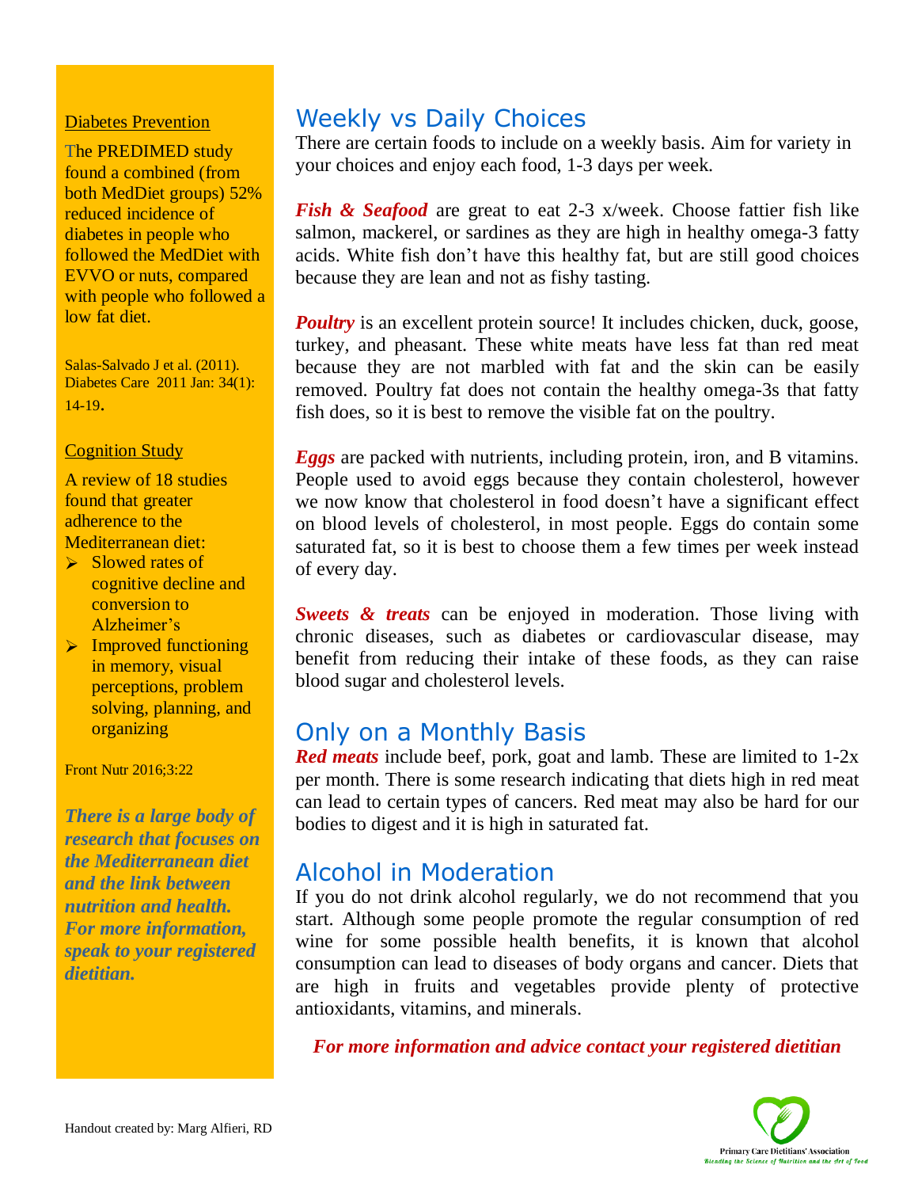Diabetes Prevention

The PREDIMED study found a combined (from both MedDiet groups) 52% reduced incidence of diabetes in people who followed the MedDiet with EVVO or nuts, compared with people who followed a low fat diet.

Salas-Salvado J et al. (2011). Diabetes Care 2011 Jan: 34(1): 14-19.

Cognition Study

A review of 18 studies found that greater adherence to the Mediterranean diet:

- Slowed rates of cognitive decline and conversion to Alzheimer's
- Improved functioning in memory, visual perceptions, problem solving, planning, and organizing

Front Nutr 2016;3:22

***There is a large body of research that focuses on the Mediterranean diet and the link between nutrition and health. For more information, speak to your registered dietitian.***

## Weekly vs Daily Choices

There are certain foods to include on a weekly basis. Aim for variety in your choices and enjoy each food, 1-3 days per week.

***Fish & Seafood*** are great to eat 2-3 x/week. Choose fattier fish like salmon, mackerel, or sardines as they are high in healthy omega-3 fatty acids. White fish don't have this healthy fat, but are still good choices because they are lean and not as fishy tasting.

***Poultry*** is an excellent protein source! It includes chicken, duck, goose, turkey, and pheasant. These white meats have less fat than red meat because they are not marbled with fat and the skin can be easily removed. Poultry fat does not contain the healthy omega-3s that fatty fish does, so it is best to remove the visible fat on the poultry.

***Eggs*** are packed with nutrients, including protein, iron, and B vitamins. People used to avoid eggs because they contain cholesterol, however we now know that cholesterol in food doesn't have a significant effect on blood levels of cholesterol, in most people. Eggs do contain some saturated fat, so it is best to choose them a few times per week instead of every day.

***Sweets & treats*** can be enjoyed in moderation. Those living with chronic diseases, such as diabetes or cardiovascular disease, may benefit from reducing their intake of these foods, as they can raise blood sugar and cholesterol levels.

## Only on a Monthly Basis

***Red meats*** include beef, pork, goat and lamb. These are limited to 1-2x per month. There is some research indicating that diets high in red meat can lead to certain types of cancers. Red meat may also be hard for our bodies to digest and it is high in saturated fat.

## Alcohol in Moderation

If you do not drink alcohol regularly, we do not recommend that you start. Although some people promote the regular consumption of red wine for some possible health benefits, it is known that alcohol consumption can lead to diseases of body organs and cancer. Diets that are high in fruits and vegetables provide plenty of protective antioxidants, vitamins, and minerals.

***For more information and advice contact your registered dietitian***

Handout created by: Marg Alfieri, RD

Primary Care Dietitians' Association
Blending the Science of Nutrition and the Art of Food